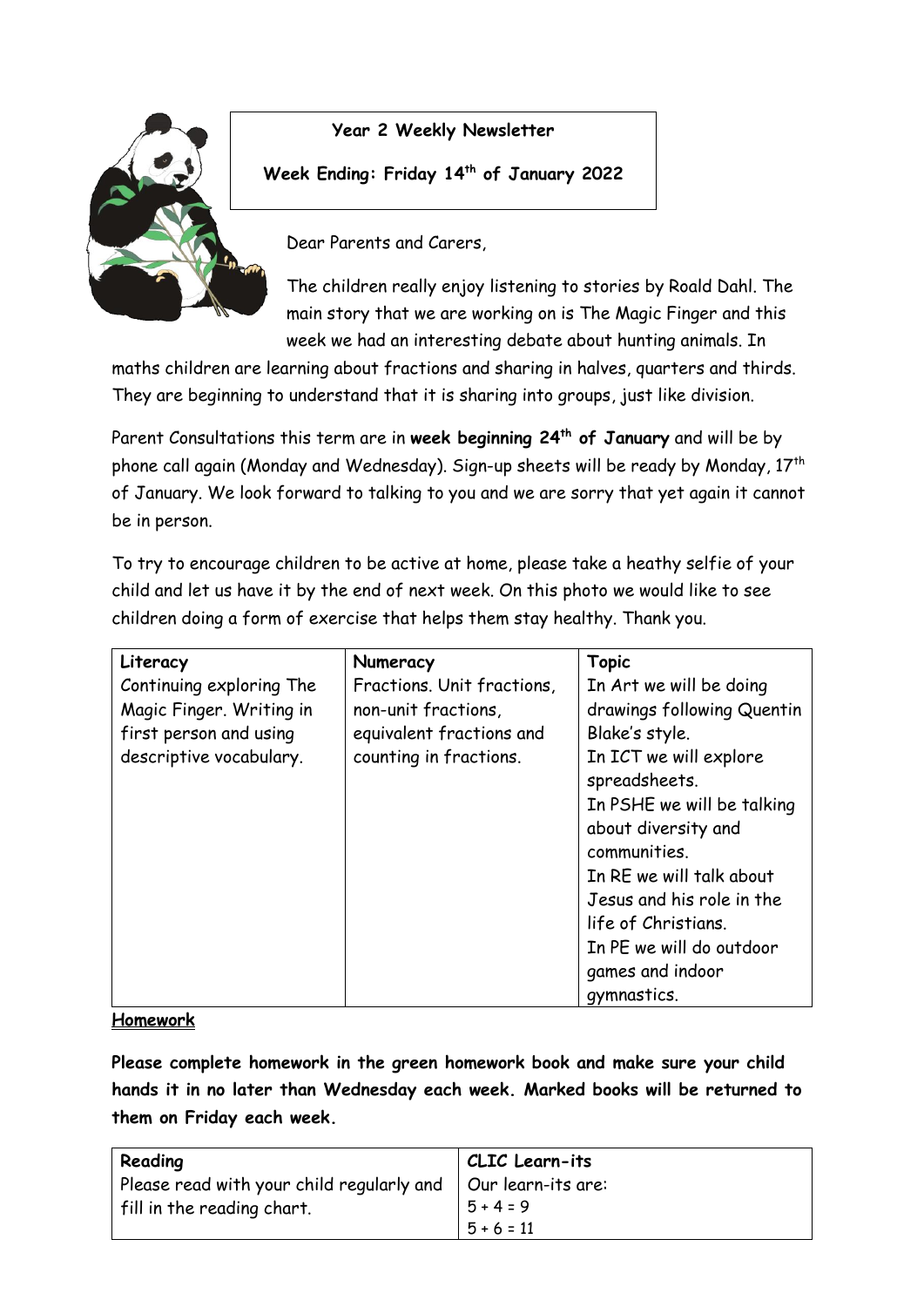**Year 2 Weekly Newsletter**

**Week Ending: Friday 14th of January 2022**

Dear Parents and Carers,

The children really enjoy listening to stories by Roald Dahl. The main story that we are working on is The Magic Finger and this week we had an interesting debate about hunting animals. In maths children are learning about fractions and sharing in halves, quarters and thirds. They are beginning to understand that it is sharing into groups, just like division.

Parent Consultations this term are in **week beginning 24th of January** and will be by phone call again (Monday and Wednesday). Sign-up sheets will be ready by Monday, 17th of January. We look forward to talking to you and we are sorry that yet again it cannot be in person.

To try to encourage children to be active at home, please take a heathy selfie of your child and let us have it by the end of next week. On this photo we would like to see children doing a form of exercise that helps them stay healthy. Thank you.

| Literacy | Numeracy | Topic |
|---|---|---|
| Continuing exploring The Magic Finger. Writing in first person and using descriptive vocabulary. | Fractions. Unit fractions, non-unit fractions, equivalent fractions and counting in fractions. | In Art we will be doing drawings following Quentin Blake's style.<br>In ICT we will explore spreadsheets.<br>In PSHE we will be talking about diversity and communities.<br>In RE we will talk about Jesus and his role in the life of Christians.<br>In PE we will do outdoor games and indoor gymnastics. |

**Homework**

**Please complete homework in the green homework book and make sure your child hands it in no later than Wednesday each week. Marked books will be returned to them on Friday each week.**

| Reading | CLIC Learn-its |
|---|---|
| Please read with your child regularly and fill in the reading chart. | Our learn-its are:<br>5 + 4 = 9<br>5 + 6 = 11 |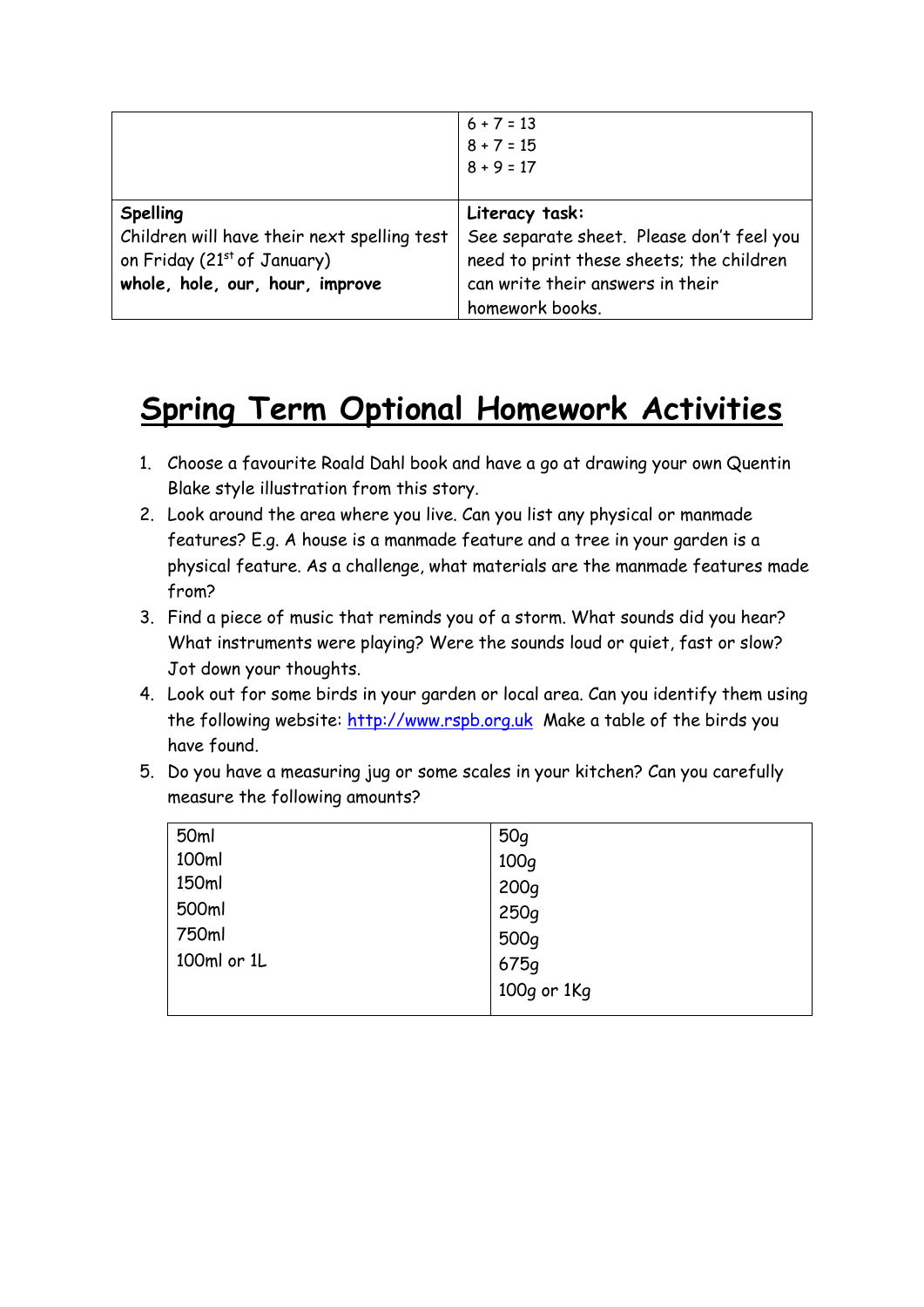| | |
|---|---|
| | 6 + 7 = 13<br>8 + 7 = 15<br>8 + 9 = 17 |
| **Spelling**<br>Children will have their next spelling test on Friday (21st of January)<br>**whole, hole, our, hour, improve** | **Literacy task:**<br>See separate sheet. Please don't feel you need to print these sheets; the children can write their answers in their homework books. |

# Spring Term Optional Homework Activities

1. Choose a favourite Roald Dahl book and have a go at drawing your own Quentin Blake style illustration from this story.
2. Look around the area where you live. Can you list any physical or manmade features? E.g. A house is a manmade feature and a tree in your garden is a physical feature. As a challenge, what materials are the manmade features made from?
3. Find a piece of music that reminds you of a storm. What sounds did you hear? What instruments were playing? Were the sounds loud or quiet, fast or slow? Jot down your thoughts.
4. Look out for some birds in your garden or local area. Can you identify them using the following website: http://www.rspb.org.uk Make a table of the birds you have found.
5. Do you have a measuring jug or some scales in your kitchen? Can you carefully measure the following amounts?

| | |
|---|---|
| 50ml<br>100ml<br>150ml<br>500ml<br>750ml<br>100ml or 1L | 50g<br>100g<br>200g<br>250g<br>500g<br>675g<br>100g or 1Kg |